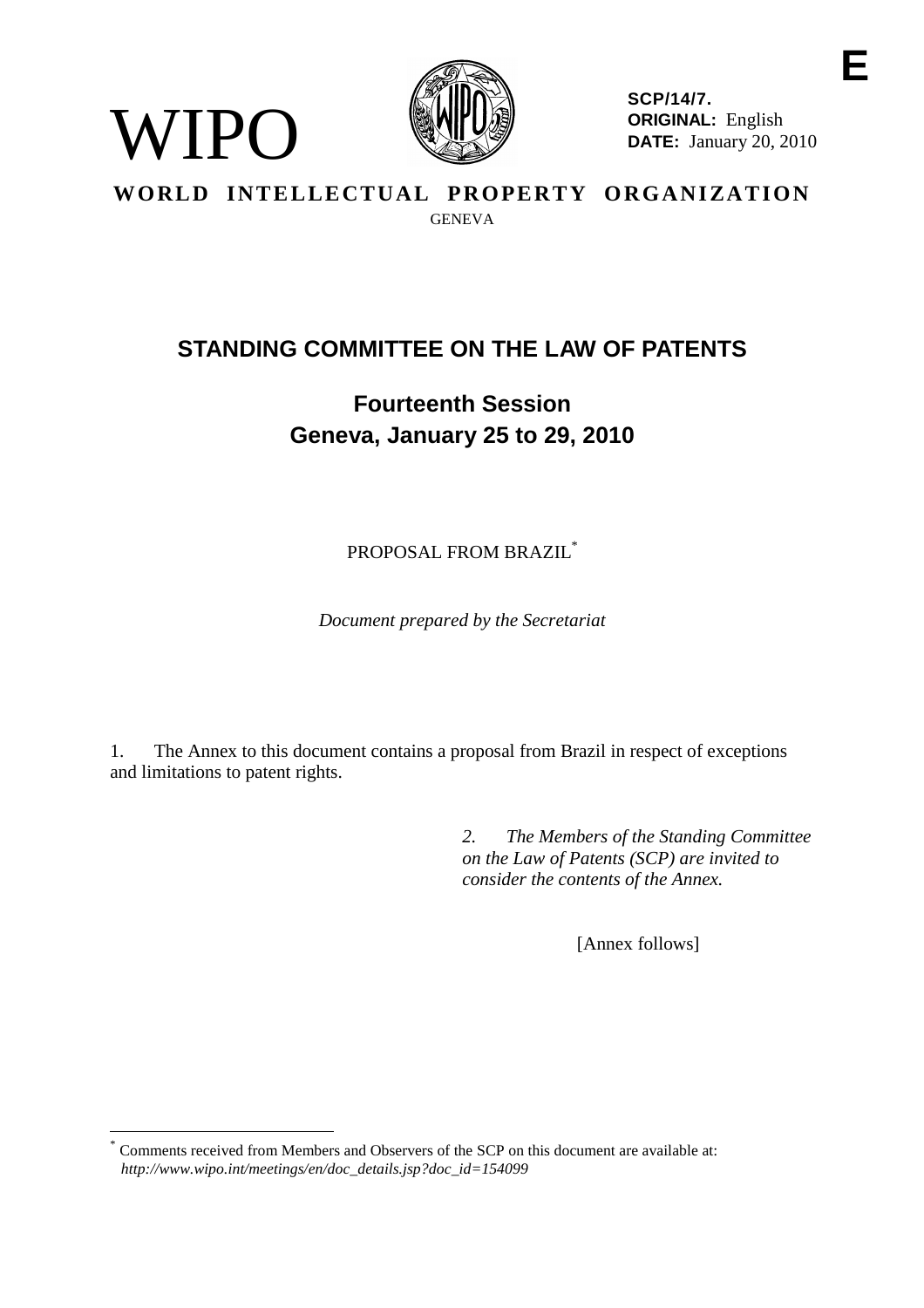E

WIPO

**SCP/14/7.**
**ORIGINAL:** English
**DATE:** January 20, 2010

**WORLD INTELLECTUAL PROPERTY ORGANIZATION**
GENEVA

# STANDING COMMITTEE ON THE LAW OF PATENTS

## Fourteenth Session
## Geneva, January 25 to 29, 2010

PROPOSAL FROM BRAZIL*

*Document prepared by the Secretariat*

1. The Annex to this document contains a proposal from Brazil in respect of exceptions and limitations to patent rights.

*2. The Members of the Standing Committee on the Law of Patents (SCP) are invited to consider the contents of the Annex.*

[Annex follows]

* Comments received from Members and Observers of the SCP on this document are available at: *http://www.wipo.int/meetings/en/doc_details.jsp?doc_id=154099*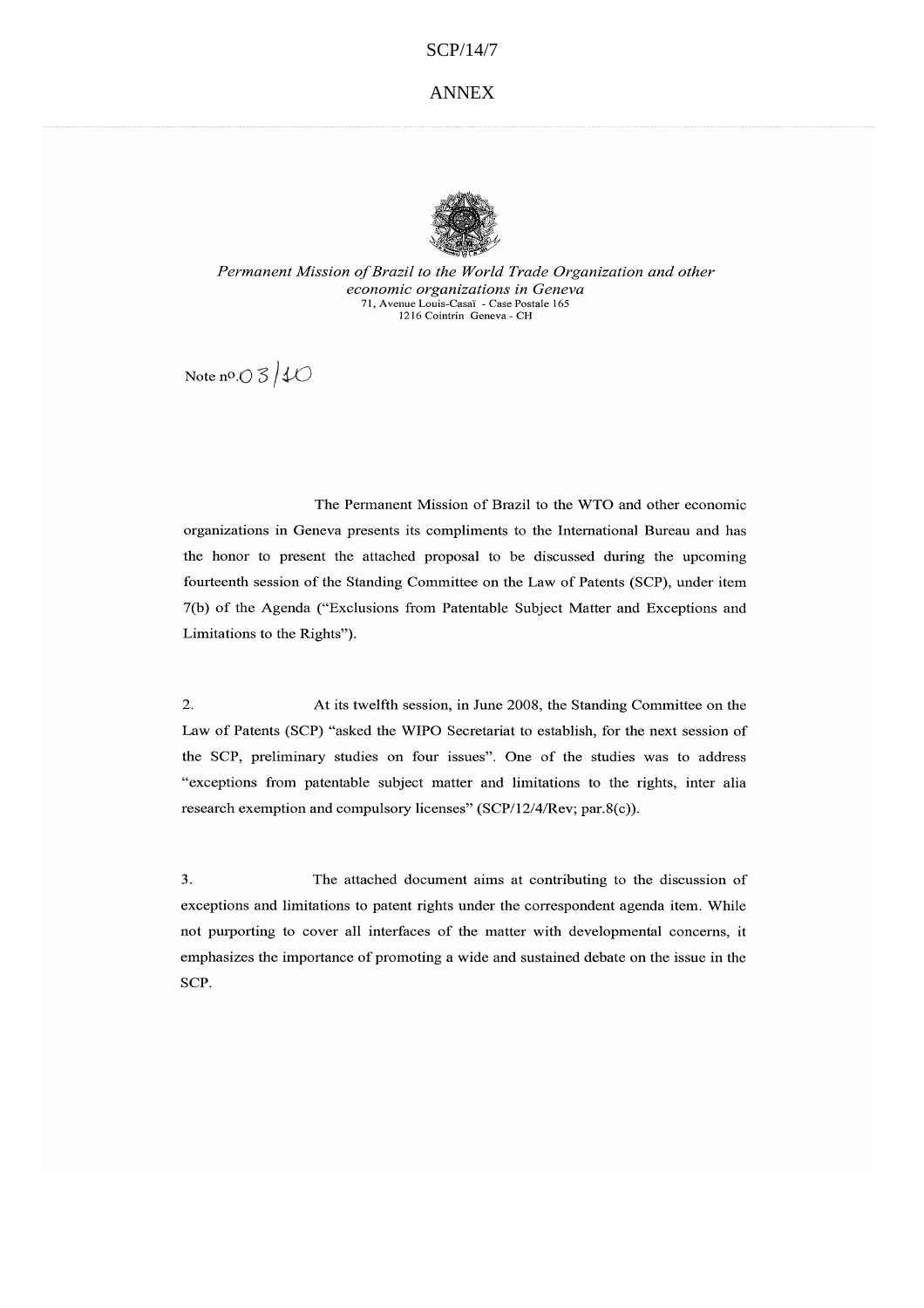SCP/14/7

ANNEX

*Permanent Mission of Brazil to the World Trade Organization and other economic organizations in Geneva*
71, Avenue Louis-Casaï - Case Postale 165
1216 Cointrin Geneva - CH

Note nº.03/10

The Permanent Mission of Brazil to the WTO and other economic organizations in Geneva presents its compliments to the International Bureau and has the honor to present the attached proposal to be discussed during the upcoming fourteenth session of the Standing Committee on the Law of Patents (SCP), under item 7(b) of the Agenda ("Exclusions from Patentable Subject Matter and Exceptions and Limitations to the Rights").

2. At its twelfth session, in June 2008, the Standing Committee on the Law of Patents (SCP) "asked the WIPO Secretariat to establish, for the next session of the SCP, preliminary studies on four issues". One of the studies was to address "exceptions from patentable subject matter and limitations to the rights, inter alia research exemption and compulsory licenses" (SCP/12/4/Rev; par.8(c)).

3. The attached document aims at contributing to the discussion of exceptions and limitations to patent rights under the correspondent agenda item. While not purporting to cover all interfaces of the matter with developmental concerns, it emphasizes the importance of promoting a wide and sustained debate on the issue in the SCP.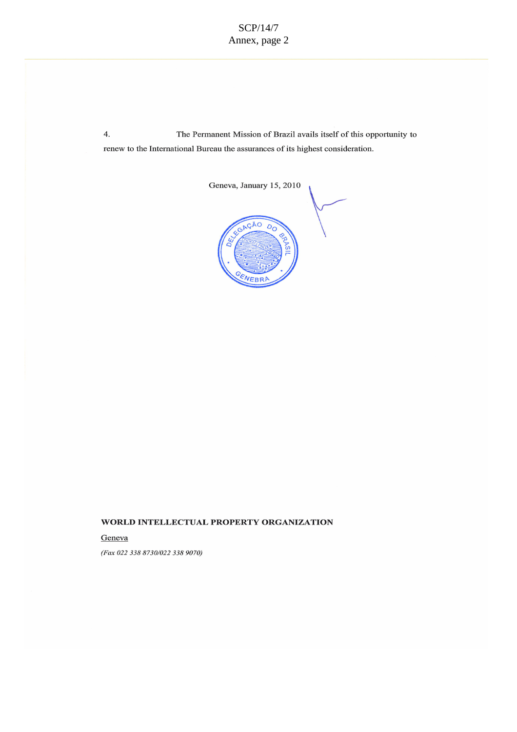4. The Permanent Mission of Brazil avails itself of this opportunity to renew to the International Bureau the assurances of its highest consideration.

Geneva, January 15, 2010

**WORLD INTELLECTUAL PROPERTY ORGANIZATION**

Geneva

*(Fax 022 338 8730/022 338 9070)*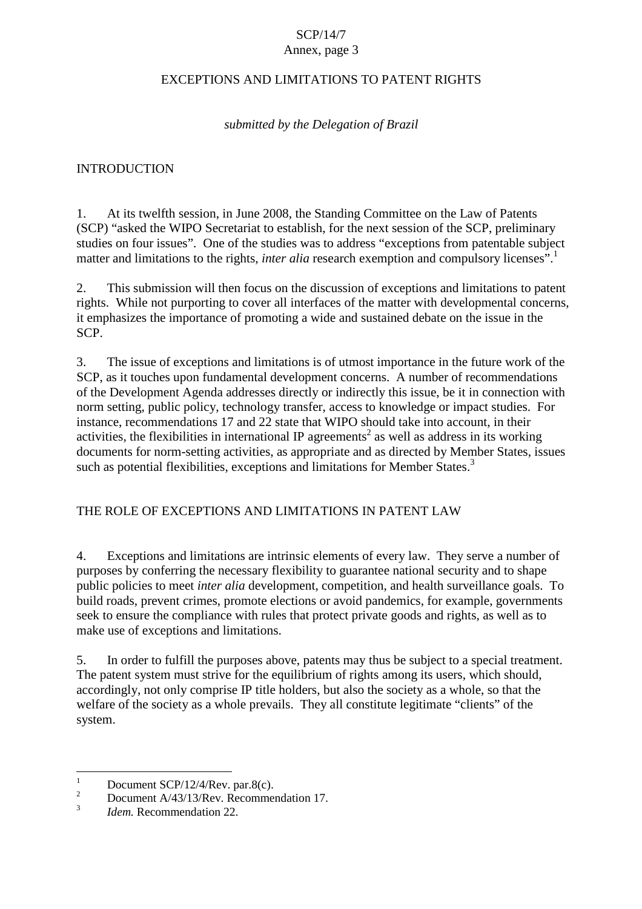## EXCEPTIONS AND LIMITATIONS TO PATENT RIGHTS

*submitted by the Delegation of Brazil*

### INTRODUCTION

1. At its twelfth session, in June 2008, the Standing Committee on the Law of Patents (SCP) "asked the WIPO Secretariat to establish, for the next session of the SCP, preliminary studies on four issues". One of the studies was to address "exceptions from patentable subject matter and limitations to the rights, *inter alia* research exemption and compulsory licenses".[1]

2. This submission will then focus on the discussion of exceptions and limitations to patent rights. While not purporting to cover all interfaces of the matter with developmental concerns, it emphasizes the importance of promoting a wide and sustained debate on the issue in the SCP.

3. The issue of exceptions and limitations is of utmost importance in the future work of the SCP, as it touches upon fundamental development concerns. A number of recommendations of the Development Agenda addresses directly or indirectly this issue, be it in connection with norm setting, public policy, technology transfer, access to knowledge or impact studies. For instance, recommendations 17 and 22 state that WIPO should take into account, in their activities, the flexibilities in international IP agreements[2] as well as address in its working documents for norm-setting activities, as appropriate and as directed by Member States, issues such as potential flexibilities, exceptions and limitations for Member States.[3]

### THE ROLE OF EXCEPTIONS AND LIMITATIONS IN PATENT LAW

4. Exceptions and limitations are intrinsic elements of every law. They serve a number of purposes by conferring the necessary flexibility to guarantee national security and to shape public policies to meet *inter alia* development, competition, and health surveillance goals. To build roads, prevent crimes, promote elections or avoid pandemics, for example, governments seek to ensure the compliance with rules that protect private goods and rights, as well as to make use of exceptions and limitations.

5. In order to fulfill the purposes above, patents may thus be subject to a special treatment. The patent system must strive for the equilibrium of rights among its users, which should, accordingly, not only comprise IP title holders, but also the society as a whole, so that the welfare of the society as a whole prevails. They all constitute legitimate "clients" of the system.

---

[1] Document SCP/12/4/Rev. par.8(c).

[2] Document A/43/13/Rev. Recommendation 17.

[3] *Idem.* Recommendation 22.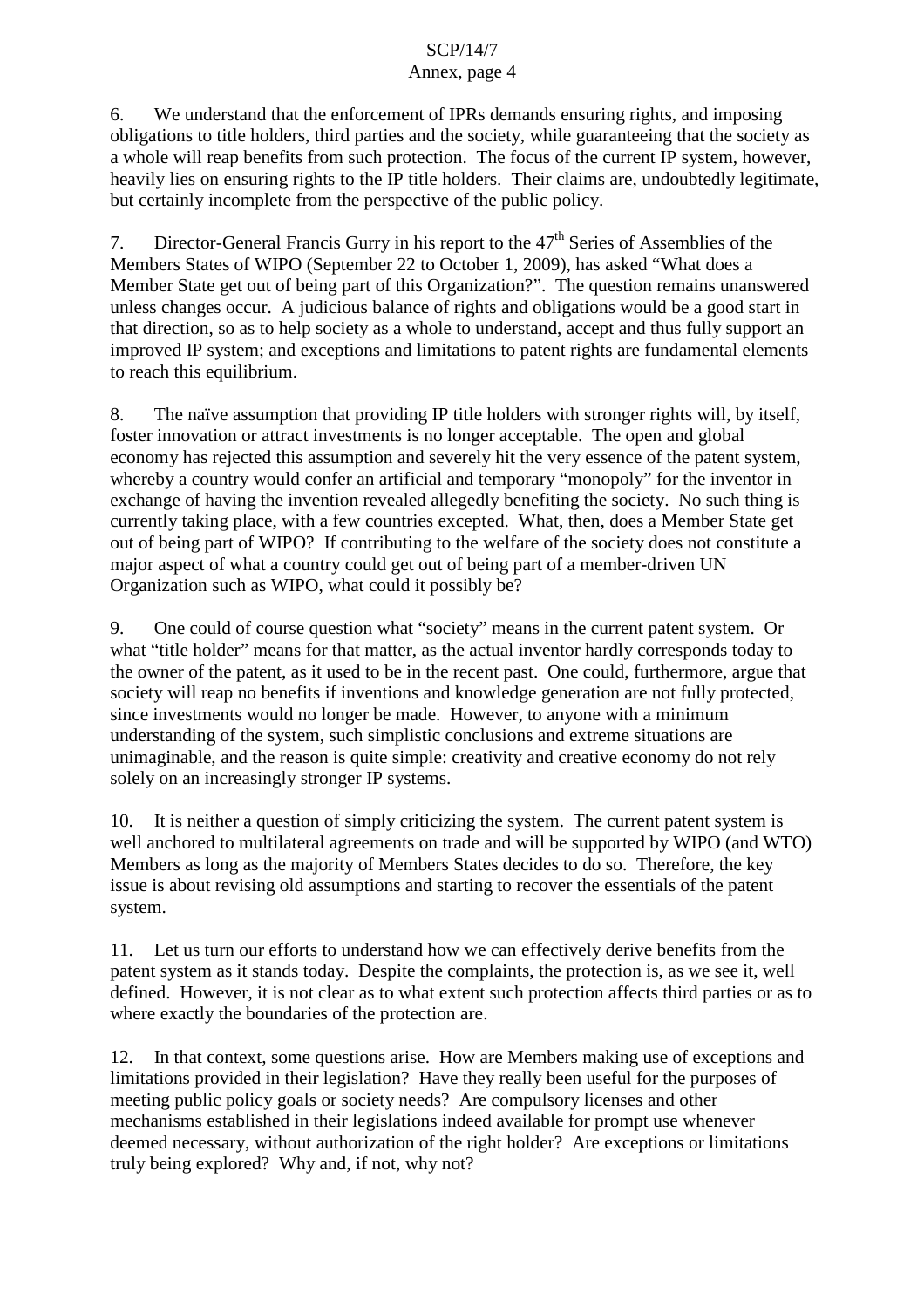6. We understand that the enforcement of IPRs demands ensuring rights, and imposing obligations to title holders, third parties and the society, while guaranteeing that the society as a whole will reap benefits from such protection. The focus of the current IP system, however, heavily lies on ensuring rights to the IP title holders. Their claims are, undoubtedly legitimate, but certainly incomplete from the perspective of the public policy.

7. Director-General Francis Gurry in his report to the 47th Series of Assemblies of the Members States of WIPO (September 22 to October 1, 2009), has asked "What does a Member State get out of being part of this Organization?". The question remains unanswered unless changes occur. A judicious balance of rights and obligations would be a good start in that direction, so as to help society as a whole to understand, accept and thus fully support an improved IP system; and exceptions and limitations to patent rights are fundamental elements to reach this equilibrium.

8. The naïve assumption that providing IP title holders with stronger rights will, by itself, foster innovation or attract investments is no longer acceptable. The open and global economy has rejected this assumption and severely hit the very essence of the patent system, whereby a country would confer an artificial and temporary "monopoly" for the inventor in exchange of having the invention revealed allegedly benefiting the society. No such thing is currently taking place, with a few countries excepted. What, then, does a Member State get out of being part of WIPO? If contributing to the welfare of the society does not constitute a major aspect of what a country could get out of being part of a member-driven UN Organization such as WIPO, what could it possibly be?

9. One could of course question what "society" means in the current patent system. Or what "title holder" means for that matter, as the actual inventor hardly corresponds today to the owner of the patent, as it used to be in the recent past. One could, furthermore, argue that society will reap no benefits if inventions and knowledge generation are not fully protected, since investments would no longer be made. However, to anyone with a minimum understanding of the system, such simplistic conclusions and extreme situations are unimaginable, and the reason is quite simple: creativity and creative economy do not rely solely on an increasingly stronger IP systems.

10. It is neither a question of simply criticizing the system. The current patent system is well anchored to multilateral agreements on trade and will be supported by WIPO (and WTO) Members as long as the majority of Members States decides to do so. Therefore, the key issue is about revising old assumptions and starting to recover the essentials of the patent system.

11. Let us turn our efforts to understand how we can effectively derive benefits from the patent system as it stands today. Despite the complaints, the protection is, as we see it, well defined. However, it is not clear as to what extent such protection affects third parties or as to where exactly the boundaries of the protection are.

12. In that context, some questions arise. How are Members making use of exceptions and limitations provided in their legislation? Have they really been useful for the purposes of meeting public policy goals or society needs? Are compulsory licenses and other mechanisms established in their legislations indeed available for prompt use whenever deemed necessary, without authorization of the right holder? Are exceptions or limitations truly being explored? Why and, if not, why not?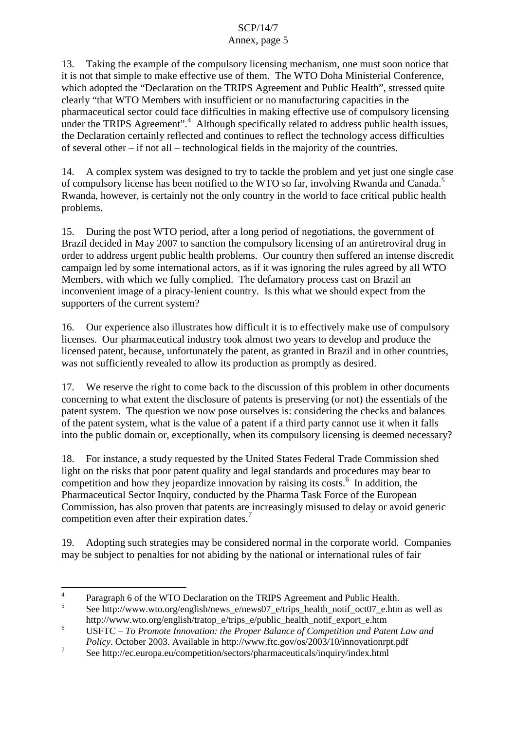13. Taking the example of the compulsory licensing mechanism, one must soon notice that it is not that simple to make effective use of them. The WTO Doha Ministerial Conference, which adopted the "Declaration on the TRIPS Agreement and Public Health", stressed quite clearly "that WTO Members with insufficient or no manufacturing capacities in the pharmaceutical sector could face difficulties in making effective use of compulsory licensing under the TRIPS Agreement".[4] Although specifically related to address public health issues, the Declaration certainly reflected and continues to reflect the technology access difficulties of several other – if not all – technological fields in the majority of the countries.

14. A complex system was designed to try to tackle the problem and yet just one single case of compulsory license has been notified to the WTO so far, involving Rwanda and Canada.[5] Rwanda, however, is certainly not the only country in the world to face critical public health problems.

15. During the post WTO period, after a long period of negotiations, the government of Brazil decided in May 2007 to sanction the compulsory licensing of an antiretroviral drug in order to address urgent public health problems. Our country then suffered an intense discredit campaign led by some international actors, as if it was ignoring the rules agreed by all WTO Members, with which we fully complied. The defamatory process cast on Brazil an inconvenient image of a piracy-lenient country. Is this what we should expect from the supporters of the current system?

16. Our experience also illustrates how difficult it is to effectively make use of compulsory licenses. Our pharmaceutical industry took almost two years to develop and produce the licensed patent, because, unfortunately the patent, as granted in Brazil and in other countries, was not sufficiently revealed to allow its production as promptly as desired.

17. We reserve the right to come back to the discussion of this problem in other documents concerning to what extent the disclosure of patents is preserving (or not) the essentials of the patent system. The question we now pose ourselves is: considering the checks and balances of the patent system, what is the value of a patent if a third party cannot use it when it falls into the public domain or, exceptionally, when its compulsory licensing is deemed necessary?

18. For instance, a study requested by the United States Federal Trade Commission shed light on the risks that poor patent quality and legal standards and procedures may bear to competition and how they jeopardize innovation by raising its costs.[6] In addition, the Pharmaceutical Sector Inquiry, conducted by the Pharma Task Force of the European Commission, has also proven that patents are increasingly misused to delay or avoid generic competition even after their expiration dates.[7]

19. Adopting such strategies may be considered normal in the corporate world. Companies may be subject to penalties for not abiding by the national or international rules of fair

---

[4] Paragraph 6 of the WTO Declaration on the TRIPS Agreement and Public Health.

[5] See http://www.wto.org/english/news_e/news07_e/trips_health_notif_oct07_e.htm as well as http://www.wto.org/english/tratop_e/trips_e/public_health_notif_export_e.htm

[6] USFTC – *To Promote Innovation: the Proper Balance of Competition and Patent Law and Policy*. October 2003. Available in http://www.ftc.gov/os/2003/10/innovationrpt.pdf

[7] See http://ec.europa.eu/competition/sectors/pharmaceuticals/inquiry/index.html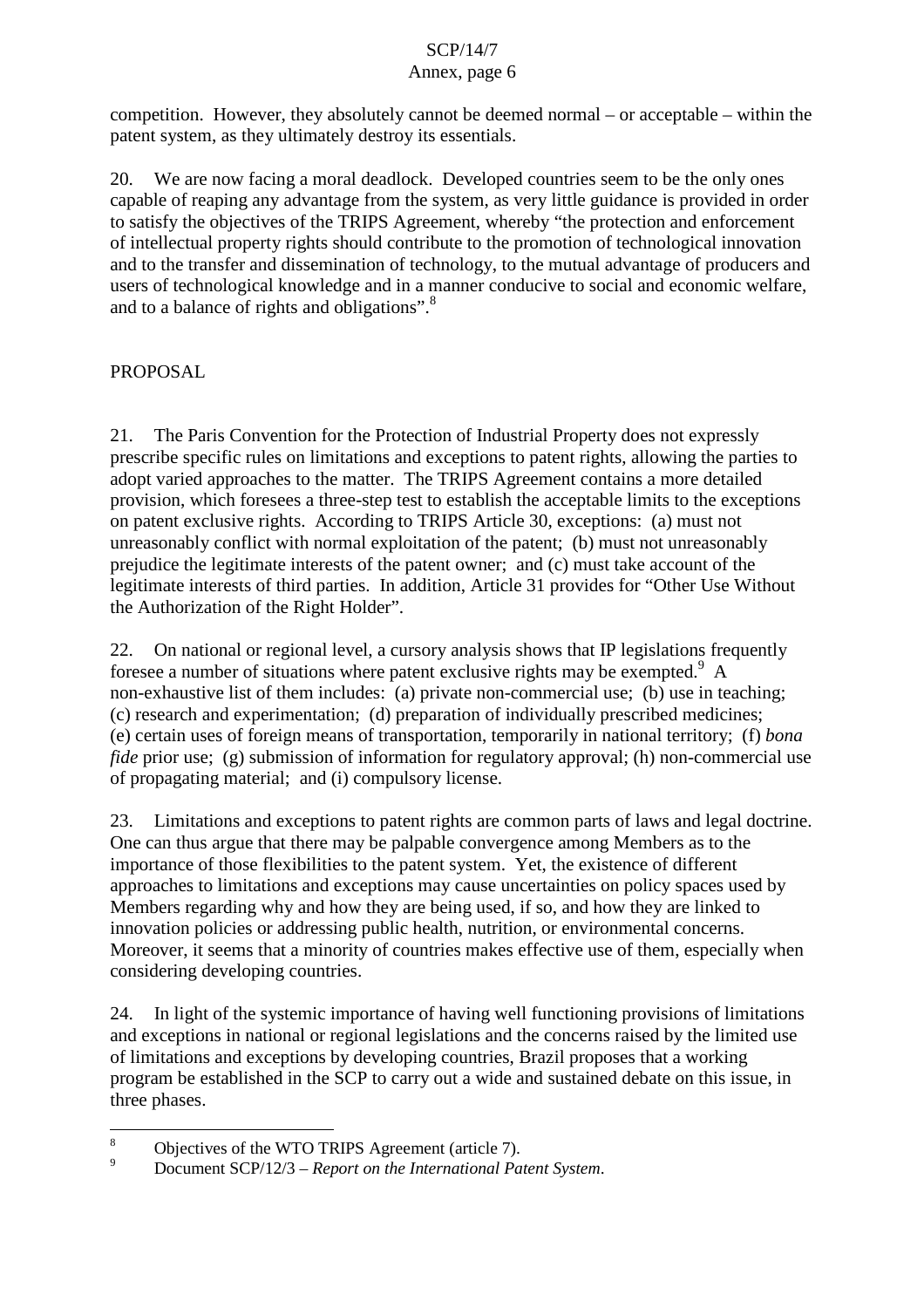competition. However, they absolutely cannot be deemed normal – or acceptable – within the patent system, as they ultimately destroy its essentials.

20. We are now facing a moral deadlock. Developed countries seem to be the only ones capable of reaping any advantage from the system, as very little guidance is provided in order to satisfy the objectives of the TRIPS Agreement, whereby "the protection and enforcement of intellectual property rights should contribute to the promotion of technological innovation and to the transfer and dissemination of technology, to the mutual advantage of producers and users of technological knowledge and in a manner conducive to social and economic welfare, and to a balance of rights and obligations".[8]

## PROPOSAL

21. The Paris Convention for the Protection of Industrial Property does not expressly prescribe specific rules on limitations and exceptions to patent rights, allowing the parties to adopt varied approaches to the matter. The TRIPS Agreement contains a more detailed provision, which foresees a three-step test to establish the acceptable limits to the exceptions on patent exclusive rights. According to TRIPS Article 30, exceptions: (a) must not unreasonably conflict with normal exploitation of the patent; (b) must not unreasonably prejudice the legitimate interests of the patent owner; and (c) must take account of the legitimate interests of third parties. In addition, Article 31 provides for "Other Use Without the Authorization of the Right Holder".

22. On national or regional level, a cursory analysis shows that IP legislations frequently foresee a number of situations where patent exclusive rights may be exempted.[9] A non-exhaustive list of them includes: (a) private non-commercial use; (b) use in teaching; (c) research and experimentation; (d) preparation of individually prescribed medicines; (e) certain uses of foreign means of transportation, temporarily in national territory; (f) *bona fide* prior use; (g) submission of information for regulatory approval; (h) non-commercial use of propagating material; and (i) compulsory license.

23. Limitations and exceptions to patent rights are common parts of laws and legal doctrine. One can thus argue that there may be palpable convergence among Members as to the importance of those flexibilities to the patent system. Yet, the existence of different approaches to limitations and exceptions may cause uncertainties on policy spaces used by Members regarding why and how they are being used, if so, and how they are linked to innovation policies or addressing public health, nutrition, or environmental concerns. Moreover, it seems that a minority of countries makes effective use of them, especially when considering developing countries.

24. In light of the systemic importance of having well functioning provisions of limitations and exceptions in national or regional legislations and the concerns raised by the limited use of limitations and exceptions by developing countries, Brazil proposes that a working program be established in the SCP to carry out a wide and sustained debate on this issue, in three phases.

---

[8] Objectives of the WTO TRIPS Agreement (article 7).

[9] Document SCP/12/3 – *Report on the International Patent System*.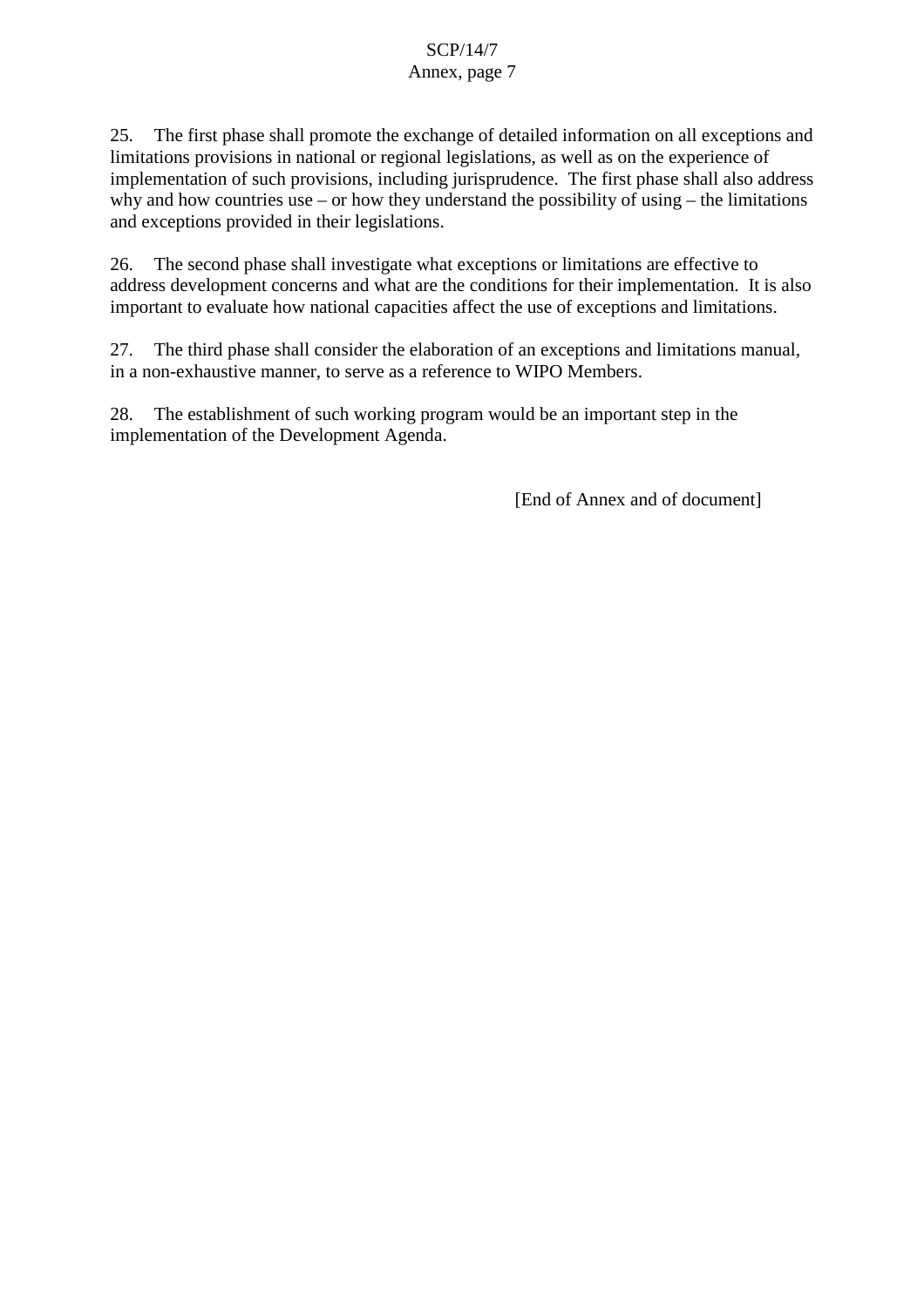25. The first phase shall promote the exchange of detailed information on all exceptions and limitations provisions in national or regional legislations, as well as on the experience of implementation of such provisions, including jurisprudence. The first phase shall also address why and how countries use – or how they understand the possibility of using – the limitations and exceptions provided in their legislations.

26. The second phase shall investigate what exceptions or limitations are effective to address development concerns and what are the conditions for their implementation. It is also important to evaluate how national capacities affect the use of exceptions and limitations.

27. The third phase shall consider the elaboration of an exceptions and limitations manual, in a non-exhaustive manner, to serve as a reference to WIPO Members.

28. The establishment of such working program would be an important step in the implementation of the Development Agenda.

[End of Annex and of document]